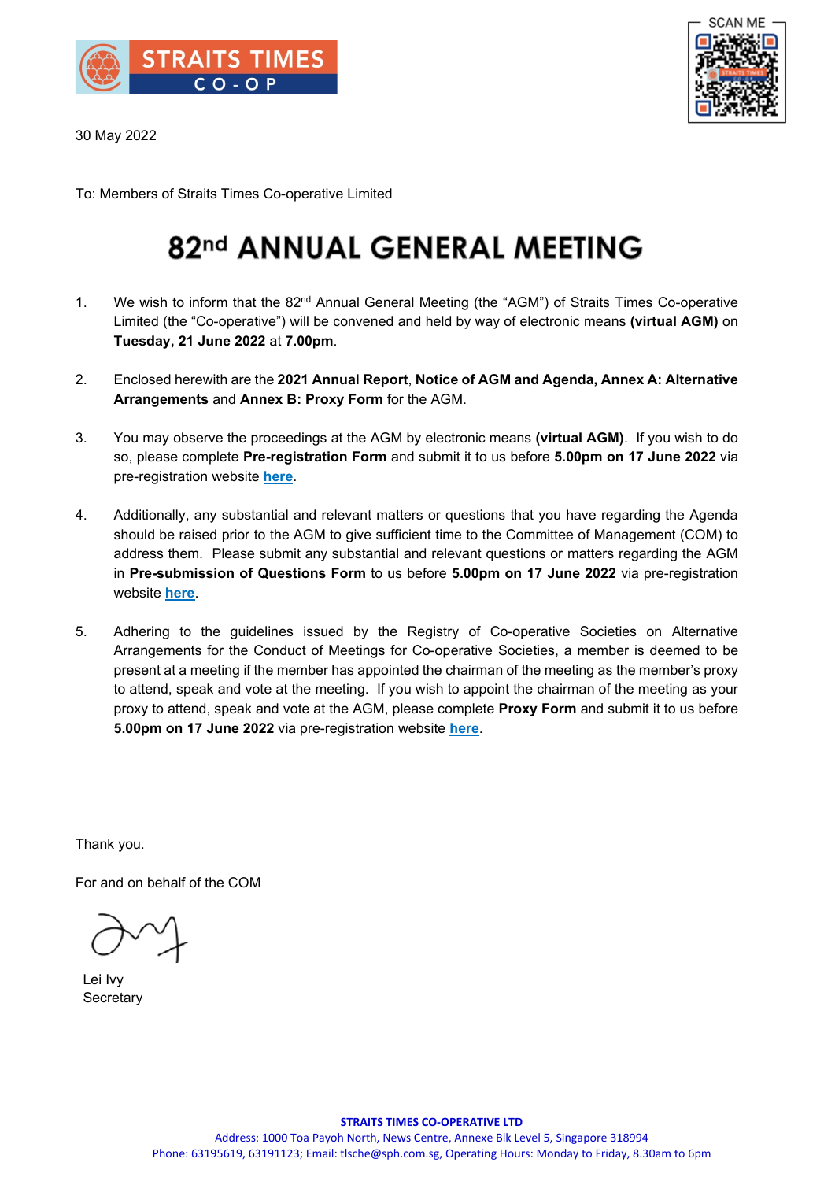30 May 2022

To: Members of Straits Times Co-operative Limited

# 82nd ANNUAL GENERAL MEETING

1. We wish to inform that the 82nd Annual General Meeting (the "AGM") of Straits Times Co-operative Limited (the "Co-operative") will be convened and held by way of electronic means **(virtual AGM)** on **Tuesday, 21 June 2022** at **7.00pm**.

2. Enclosed herewith are the **2021 Annual Report**, **Notice of AGM and Agenda, Annex A: Alternative Arrangements** and **Annex B: Proxy Form** for the AGM.

3. You may observe the proceedings at the AGM by electronic means **(virtual AGM)**. If you wish to do so, please complete **Pre-registration Form** and submit it to us before **5.00pm on 17 June 2022** via pre-registration website **here**.

4. Additionally, any substantial and relevant matters or questions that you have regarding the Agenda should be raised prior to the AGM to give sufficient time to the Committee of Management (COM) to address them. Please submit any substantial and relevant questions or matters regarding the AGM in **Pre-submission of Questions Form** to us before **5.00pm on 17 June 2022** via pre-registration website **here**.

5. Adhering to the guidelines issued by the Registry of Co-operative Societies on Alternative Arrangements for the Conduct of Meetings for Co-operative Societies, a member is deemed to be present at a meeting if the member has appointed the chairman of the meeting as the member's proxy to attend, speak and vote at the meeting. If you wish to appoint the chairman of the meeting as your proxy to attend, speak and vote at the AGM, please complete **Proxy Form** and submit it to us before **5.00pm on 17 June 2022** via pre-registration website **here**.

Thank you.

For and on behalf of the COM

Lei Ivy
Secretary

**STRAITS TIMES CO-OPERATIVE LTD**
Address: 1000 Toa Payoh North, News Centre, Annexe Blk Level 5, Singapore 318994
Phone: 63195619, 63191123; Email: tlsche@sph.com.sg, Operating Hours: Monday to Friday, 8.30am to 6pm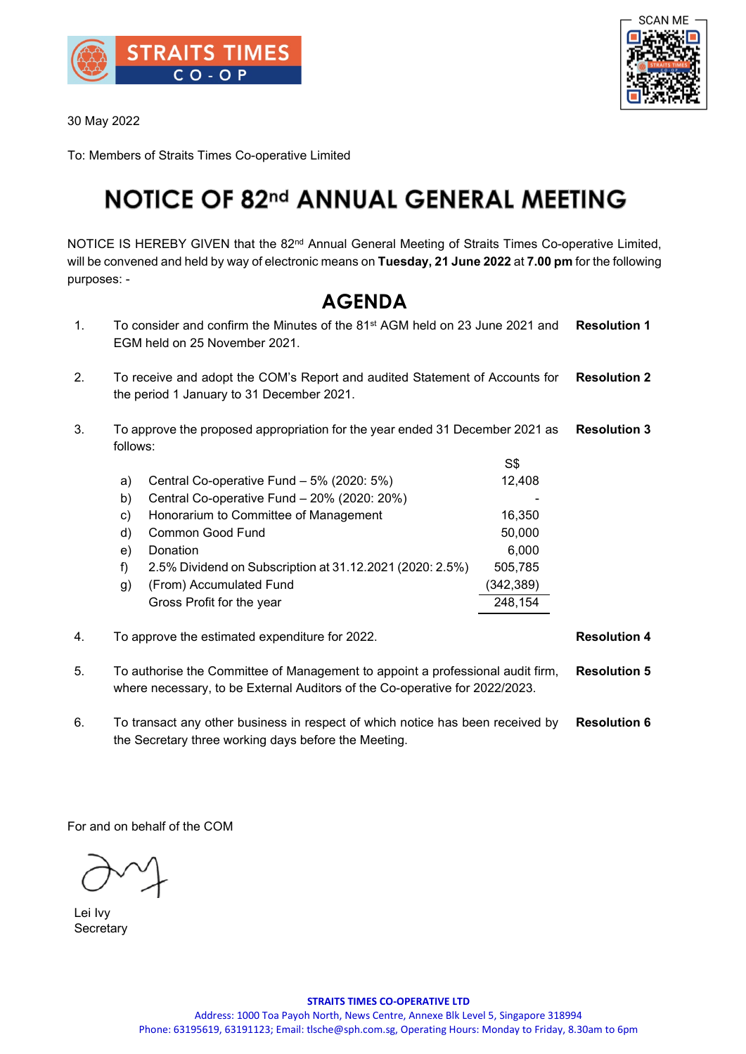STRAITS TIMES CO-OP

SCAN ME

30 May 2022

To: Members of Straits Times Co-operative Limited

# NOTICE OF 82nd ANNUAL GENERAL MEETING

NOTICE IS HEREBY GIVEN that the 82nd Annual General Meeting of Straits Times Co-operative Limited, will be convened and held by way of electronic means on **Tuesday, 21 June 2022** at **7.00 pm** for the following purposes: -

## AGENDA

1. To consider and confirm the Minutes of the 81st AGM held on 23 June 2021 and EGM held on 25 November 2021. **Resolution 1**

2. To receive and adopt the COM's Report and audited Statement of Accounts for the period 1 January to 31 December 2021. **Resolution 2**

3. To approve the proposed appropriation for the year ended 31 December 2021 as follows: **Resolution 3**

| | | S$ |
|---|---|---|
| a) | Central Co-operative Fund – 5% (2020: 5%) | 12,408 |
| b) | Central Co-operative Fund – 20% (2020: 20%) | - |
| c) | Honorarium to Committee of Management | 16,350 |
| d) | Common Good Fund | 50,000 |
| e) | Donation | 6,000 |
| f) | 2.5% Dividend on Subscription at 31.12.2021 (2020: 2.5%) | 505,785 |
| g) | (From) Accumulated Fund | (342,389) |
| | Gross Profit for the year | 248,154 |

4. To approve the estimated expenditure for 2022. **Resolution 4**

5. To authorise the Committee of Management to appoint a professional audit firm, where necessary, to be External Auditors of the Co-operative for 2022/2023. **Resolution 5**

6. To transact any other business in respect of which notice has been received by the Secretary three working days before the Meeting. **Resolution 6**

For and on behalf of the COM

Lei Ivy
Secretary

**STRAITS TIMES CO-OPERATIVE LTD**
Address: 1000 Toa Payoh North, News Centre, Annexe Blk Level 5, Singapore 318994
Phone: 63195619, 63191123; Email: tlsche@sph.com.sg, Operating Hours: Monday to Friday, 8.30am to 6pm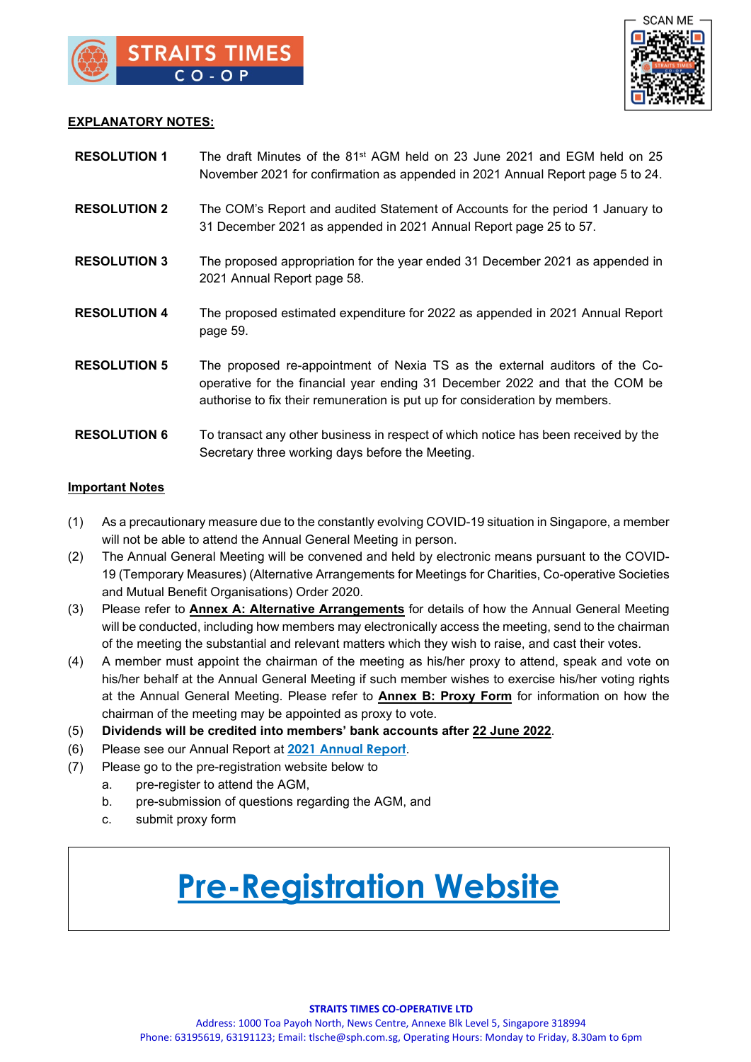**EXPLANATORY NOTES:**

**RESOLUTION 1** The draft Minutes of the 81st AGM held on 23 June 2021 and EGM held on 25 November 2021 for confirmation as appended in 2021 Annual Report page 5 to 24.

**RESOLUTION 2** The COM's Report and audited Statement of Accounts for the period 1 January to 31 December 2021 as appended in 2021 Annual Report page 25 to 57.

**RESOLUTION 3** The proposed appropriation for the year ended 31 December 2021 as appended in 2021 Annual Report page 58.

**RESOLUTION 4** The proposed estimated expenditure for 2022 as appended in 2021 Annual Report page 59.

**RESOLUTION 5** The proposed re-appointment of Nexia TS as the external auditors of the Co-operative for the financial year ending 31 December 2022 and that the COM be authorise to fix their remuneration is put up for consideration by members.

**RESOLUTION 6** To transact any other business in respect of which notice has been received by the Secretary three working days before the Meeting.

**Important Notes**

(1) As a precautionary measure due to the constantly evolving COVID-19 situation in Singapore, a member will not be able to attend the Annual General Meeting in person.

(2) The Annual General Meeting will be convened and held by electronic means pursuant to the COVID-19 (Temporary Measures) (Alternative Arrangements for Meetings for Charities, Co-operative Societies and Mutual Benefit Organisations) Order 2020.

(3) Please refer to **Annex A: Alternative Arrangements** for details of how the Annual General Meeting will be conducted, including how members may electronically access the meeting, send to the chairman of the meeting the substantial and relevant matters which they wish to raise, and cast their votes.

(4) A member must appoint the chairman of the meeting as his/her proxy to attend, speak and vote on his/her behalf at the Annual General Meeting if such member wishes to exercise his/her voting rights at the Annual General Meeting. Please refer to **Annex B: Proxy Form** for information on how the chairman of the meeting may be appointed as proxy to vote.

(5) **Dividends will be credited into members' bank accounts after 22 June 2022**.

(6) Please see our Annual Report at **2021 Annual Report**.

(7) Please go to the pre-registration website below to

a. pre-register to attend the AGM,

b. pre-submission of questions regarding the AGM, and

c. submit proxy form

# Pre-Registration Website

**STRAITS TIMES CO-OPERATIVE LTD**

Address: 1000 Toa Payoh North, News Centre, Annexe Blk Level 5, Singapore 318994

Phone: 63195619, 63191123; Email: tlsche@sph.com.sg, Operating Hours: Monday to Friday, 8.30am to 6pm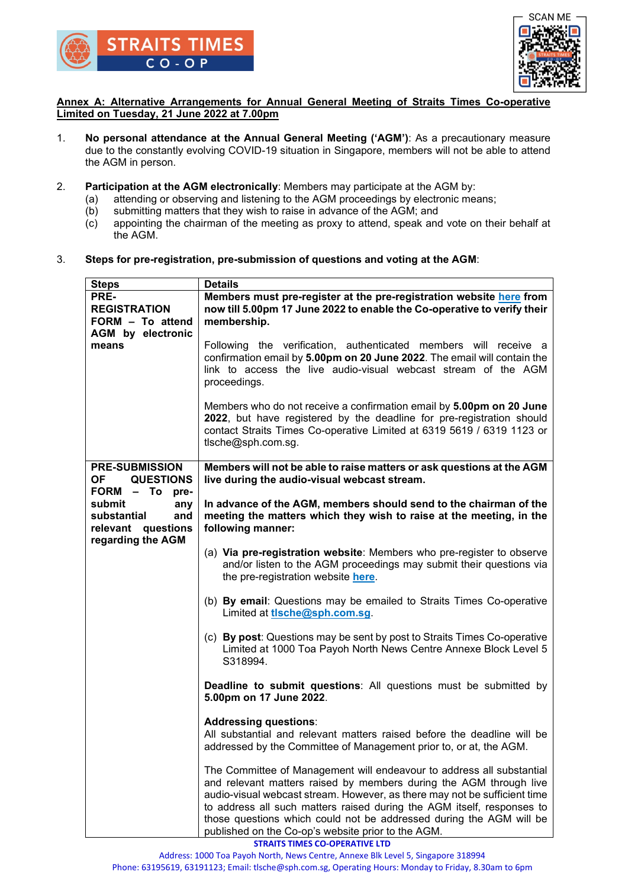**Annex A: Alternative Arrangements for Annual General Meeting of Straits Times Co-operative Limited on Tuesday, 21 June 2022 at 7.00pm**

1. **No personal attendance at the Annual General Meeting ('AGM')**: As a precautionary measure due to the constantly evolving COVID-19 situation in Singapore, members will not be able to attend the AGM in person.

2. **Participation at the AGM electronically**: Members may participate at the AGM by:
   (a) attending or observing and listening to the AGM proceedings by electronic means;
   (b) submitting matters that they wish to raise in advance of the AGM; and
   (c) appointing the chairman of the meeting as proxy to attend, speak and vote on their behalf at the AGM.

3. **Steps for pre-registration, pre-submission of questions and voting at the AGM**:

| Steps | Details |
|---|---|
| **PRE-REGISTRATION FORM – To attend AGM by electronic means** | **Members must pre-register at the pre-registration website here from now till 5.00pm 17 June 2022 to enable the Co-operative to verify their membership.**<br><br>Following the verification, authenticated members will receive a confirmation email by **5.00pm on 20 June 2022**. The email will contain the link to access the live audio-visual webcast stream of the AGM proceedings.<br><br>Members who do not receive a confirmation email by **5.00pm on 20 June 2022**, but have registered by the deadline for pre-registration should contact Straits Times Co-operative Limited at 6319 5619 / 6319 1123 or tlsche@sph.com.sg. |
| **PRE-SUBMISSION OF QUESTIONS FORM – To pre-submit any substantial and relevant questions regarding the AGM** | **Members will not be able to raise matters or ask questions at the AGM live during the audio-visual webcast stream.**<br><br>**In advance of the AGM, members should send to the chairman of the meeting the matters which they wish to raise at the meeting, in the following manner:**<br><br>(a) **Via pre-registration website**: Members who pre-register to observe and/or listen to the AGM proceedings may submit their questions via the pre-registration website **here**.<br><br>(b) **By email**: Questions may be emailed to Straits Times Co-operative Limited at **tlsche@sph.com.sg**.<br><br>(c) **By post**: Questions may be sent by post to Straits Times Co-operative Limited at 1000 Toa Payoh North News Centre Annexe Block Level 5 S318994.<br><br>**Deadline to submit questions**: All questions must be submitted by **5.00pm on 17 June 2022**.<br><br>**Addressing questions**:<br>All substantial and relevant matters raised before the deadline will be addressed by the Committee of Management prior to, or at, the AGM.<br><br>The Committee of Management will endeavour to address all substantial and relevant matters raised by members during the AGM through live audio-visual webcast stream. However, as there may not be sufficient time to address all such matters raised during the AGM itself, responses to those questions which could not be addressed during the AGM will be published on the Co-op's website prior to the AGM. |

**STRAITS TIMES CO-OPERATIVE LTD**
Address: 1000 Toa Payoh North, News Centre, Annexe Blk Level 5, Singapore 318994
Phone: 63195619, 63191123; Email: tlsche@sph.com.sg, Operating Hours: Monday to Friday, 8.30am to 6pm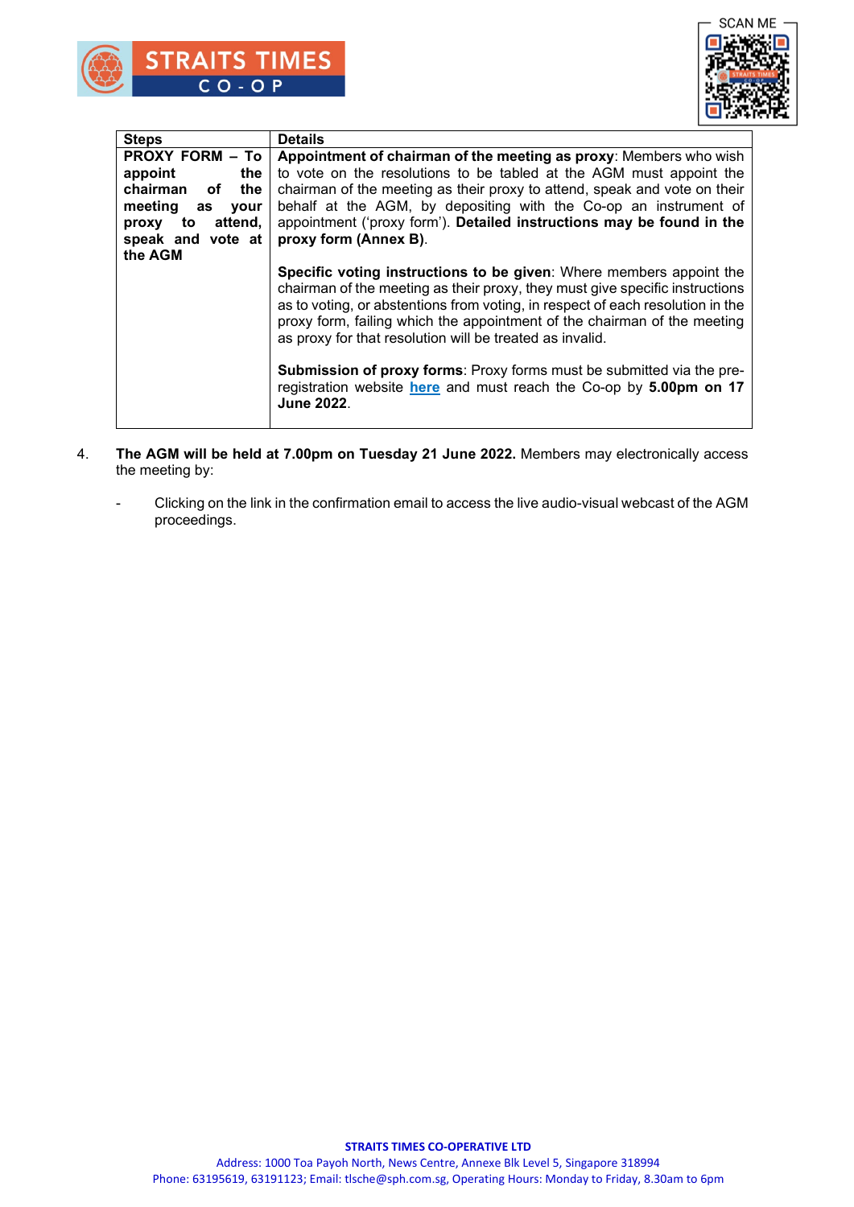| Steps | Details |
|---|---|
| **PROXY FORM – To appoint the chairman of the meeting as your proxy to attend, speak and vote at the AGM** | **Appointment of chairman of the meeting as proxy**: Members who wish to vote on the resolutions to be tabled at the AGM must appoint the chairman of the meeting as their proxy to attend, speak and vote on their behalf at the AGM, by depositing with the Co-op an instrument of appointment ('proxy form'). **Detailed instructions may be found in the proxy form (Annex B)**.<br><br>**Specific voting instructions to be given**: Where members appoint the chairman of the meeting as their proxy, they must give specific instructions as to voting, or abstentions from voting, in respect of each resolution in the proxy form, failing which the appointment of the chairman of the meeting as proxy for that resolution will be treated as invalid.<br><br>**Submission of proxy forms**: Proxy forms must be submitted via the pre-registration website **here** and must reach the Co-op by **5.00pm on 17 June 2022**. |

4. **The AGM will be held at 7.00pm on Tuesday 21 June 2022.** Members may electronically access the meeting by:

   - Clicking on the link in the confirmation email to access the live audio-visual webcast of the AGM proceedings.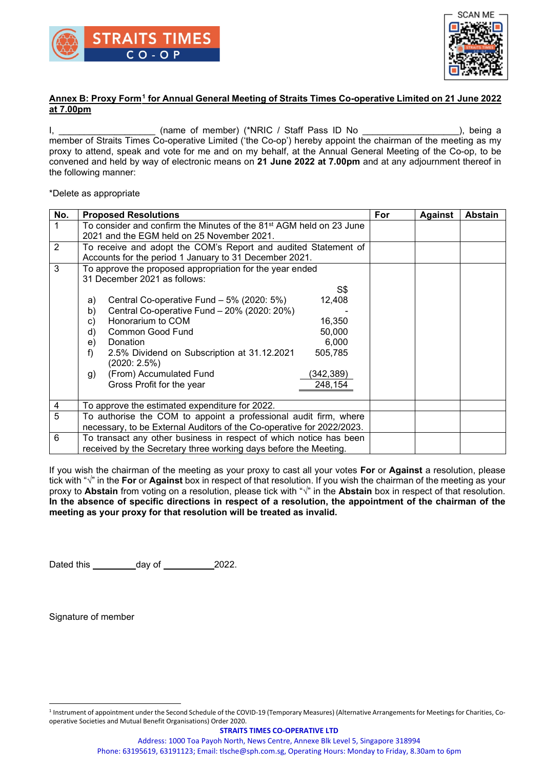## Annex B: Proxy Form[1] for Annual General Meeting of Straits Times Co-operative Limited on 21 June 2022 at 7.00pm

I, ___________________ (name of member) (*NRIC / Staff Pass ID No ___________________), being a member of Straits Times Co-operative Limited ('the Co-op') hereby appoint the chairman of the meeting as my proxy to attend, speak and vote for me and on my behalf, at the Annual General Meeting of the Co-op, to be convened and held by way of electronic means on **21 June 2022 at 7.00pm** and at any adjournment thereof in the following manner:

*Delete as appropriate

| No. | Proposed Resolutions | For | Against | Abstain |
|---|---|---|---|---|
| 1 | To consider and confirm the Minutes of the 81st AGM held on 23 June 2021 and the EGM held on 25 November 2021. | | | |
| 2 | To receive and adopt the COM's Report and audited Statement of Accounts for the period 1 January to 31 December 2021. | | | |
| 3 | To approve the proposed appropriation for the year ended 31 December 2021 as follows:<br>S$<br>a) Central Co-operative Fund – 5% (2020: 5%) 12,408<br>b) Central Co-operative Fund – 20% (2020: 20%) -<br>c) Honorarium to COM 16,350<br>d) Common Good Fund 50,000<br>e) Donation 6,000<br>f) 2.5% Dividend on Subscription at 31.12.2021 (2020: 2.5%) 505,785<br>g) (From) Accumulated Fund (342,389)<br>Gross Profit for the year 248,154 | | | |
| 4 | To approve the estimated expenditure for 2022. | | | |
| 5 | To authorise the COM to appoint a professional audit firm, where necessary, to be External Auditors of the Co-operative for 2022/2023. | | | |
| 6 | To transact any other business in respect of which notice has been received by the Secretary three working days before the Meeting. | | | |

If you wish the chairman of the meeting as your proxy to cast all your votes **For** or **Against** a resolution, please tick with "√" in the **For** or **Against** box in respect of that resolution. If you wish the chairman of the meeting as your proxy to **Abstain** from voting on a resolution, please tick with "√" in the **Abstain** box in respect of that resolution. **In the absence of specific directions in respect of a resolution, the appointment of the chairman of the meeting as your proxy for that resolution will be treated as invalid.**

Dated this _________ day of ___________ 2022.

Signature of member

[1] Instrument of appointment under the Second Schedule of the COVID-19 (Temporary Measures) (Alternative Arrangements for Meetings for Charities, Co-operative Societies and Mutual Benefit Organisations) Order 2020.

**STRAITS TIMES CO-OPERATIVE LTD**
Address: 1000 Toa Payoh North, News Centre, Annexe Blk Level 5, Singapore 318994
Phone: 63195619, 63191123; Email: tlsche@sph.com.sg, Operating Hours: Monday to Friday, 8.30am to 6pm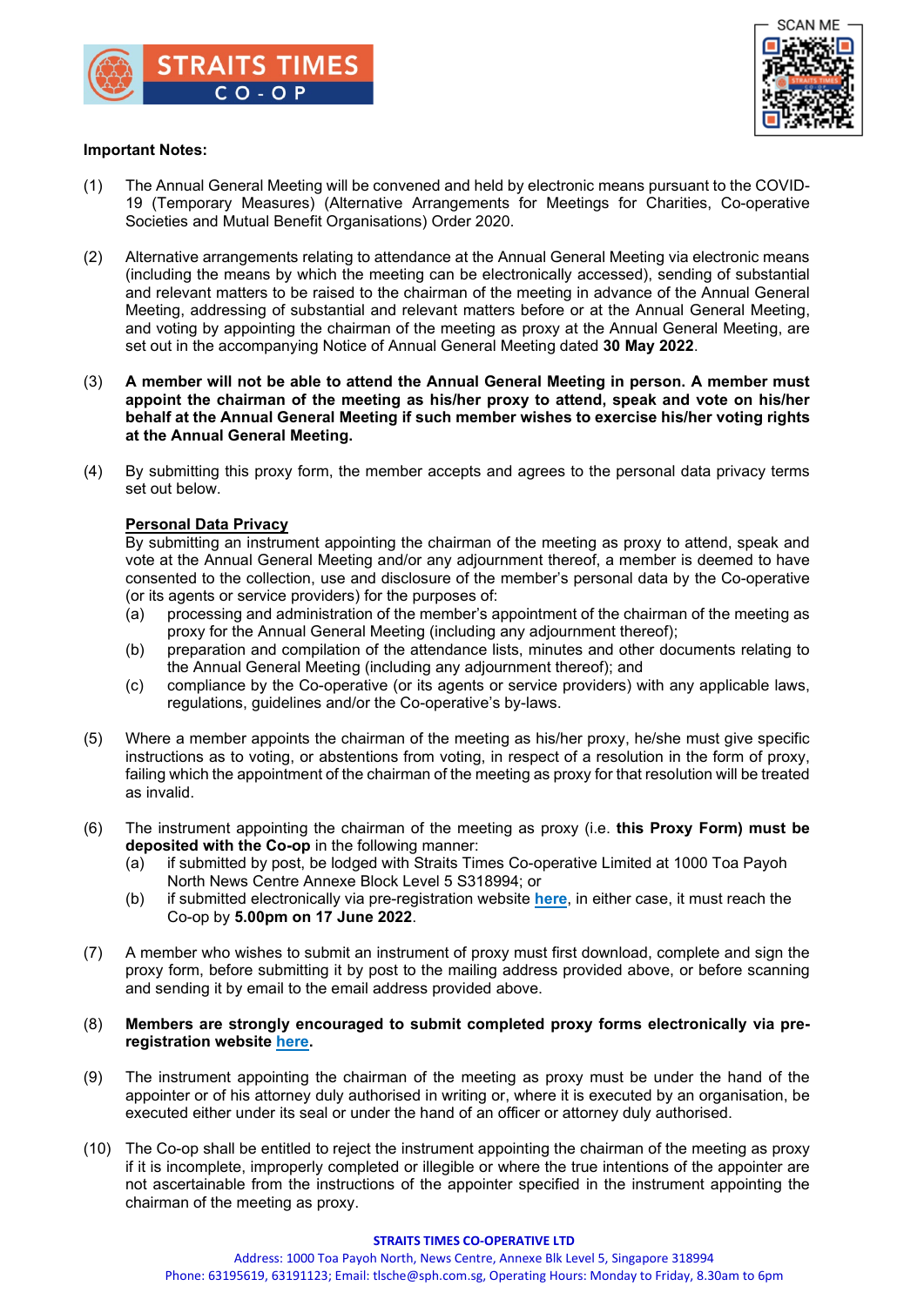SCAN ME

**Important Notes:**

(1) The Annual General Meeting will be convened and held by electronic means pursuant to the COVID-19 (Temporary Measures) (Alternative Arrangements for Meetings for Charities, Co-operative Societies and Mutual Benefit Organisations) Order 2020.

(2) Alternative arrangements relating to attendance at the Annual General Meeting via electronic means (including the means by which the meeting can be electronically accessed), sending of substantial and relevant matters to be raised to the chairman of the meeting in advance of the Annual General Meeting, addressing of substantial and relevant matters before or at the Annual General Meeting, and voting by appointing the chairman of the meeting as proxy at the Annual General Meeting, are set out in the accompanying Notice of Annual General Meeting dated **30 May 2022**.

(3) **A member will not be able to attend the Annual General Meeting in person. A member must appoint the chairman of the meeting as his/her proxy to attend, speak and vote on his/her behalf at the Annual General Meeting if such member wishes to exercise his/her voting rights at the Annual General Meeting.**

(4) By submitting this proxy form, the member accepts and agrees to the personal data privacy terms set out below.

**Personal Data Privacy**
By submitting an instrument appointing the chairman of the meeting as proxy to attend, speak and vote at the Annual General Meeting and/or any adjournment thereof, a member is deemed to have consented to the collection, use and disclosure of the member's personal data by the Co-operative (or its agents or service providers) for the purposes of:
   (a) processing and administration of the member's appointment of the chairman of the meeting as proxy for the Annual General Meeting (including any adjournment thereof);
   (b) preparation and compilation of the attendance lists, minutes and other documents relating to the Annual General Meeting (including any adjournment thereof); and
   (c) compliance by the Co-operative (or its agents or service providers) with any applicable laws, regulations, guidelines and/or the Co-operative's by-laws.

(5) Where a member appoints the chairman of the meeting as his/her proxy, he/she must give specific instructions as to voting, or abstentions from voting, in respect of a resolution in the form of proxy, failing which the appointment of the chairman of the meeting as proxy for that resolution will be treated as invalid.

(6) The instrument appointing the chairman of the meeting as proxy (i.e. **this Proxy Form) must be deposited with the Co-op** in the following manner:
   (a) if submitted by post, be lodged with Straits Times Co-operative Limited at 1000 Toa Payoh North News Centre Annexe Block Level 5 S318994; or
   (b) if submitted electronically via pre-registration website **here**, in either case, it must reach the Co-op by **5.00pm on 17 June 2022**.

(7) A member who wishes to submit an instrument of proxy must first download, complete and sign the proxy form, before submitting it by post to the mailing address provided above, or before scanning and sending it by email to the email address provided above.

(8) **Members are strongly encouraged to submit completed proxy forms electronically via pre-registration website here.**

(9) The instrument appointing the chairman of the meeting as proxy must be under the hand of the appointer or of his attorney duly authorised in writing or, where it is executed by an organisation, be executed either under its seal or under the hand of an officer or attorney duly authorised.

(10) The Co-op shall be entitled to reject the instrument appointing the chairman of the meeting as proxy if it is incomplete, improperly completed or illegible or where the true intentions of the appointer are not ascertainable from the instructions of the appointer specified in the instrument appointing the chairman of the meeting as proxy.

**STRAITS TIMES CO-OPERATIVE LTD**
Address: 1000 Toa Payoh North, News Centre, Annexe Blk Level 5, Singapore 318994
Phone: 63195619, 63191123; Email: tlsche@sph.com.sg, Operating Hours: Monday to Friday, 8.30am to 6pm